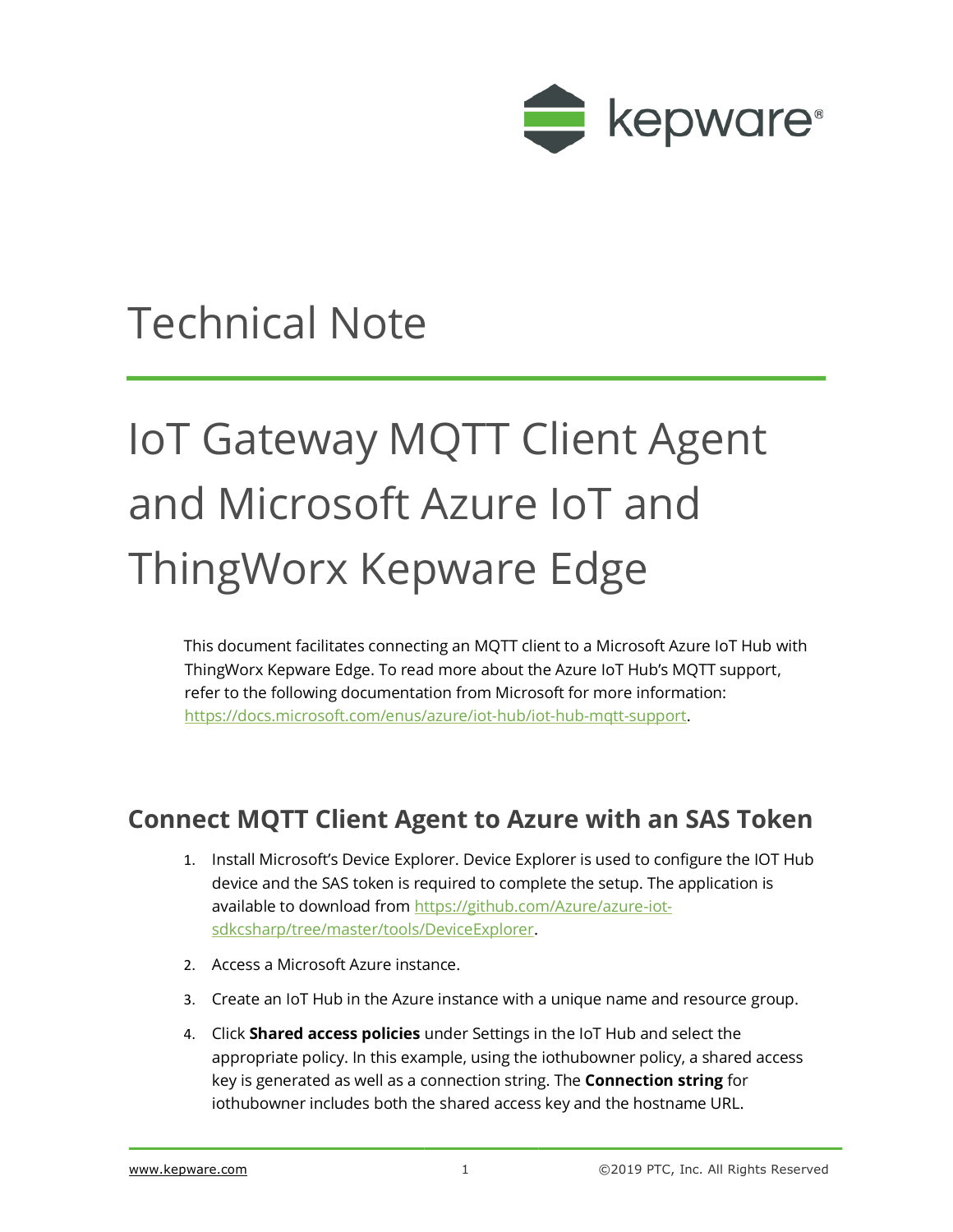# Technical Note

# IoT Gateway MQTT Client Agent and Microsoft Azure IoT and ThingWorx Kepware Edge

This document facilitates connecting an MQTT client to a Microsoft Azure IoT Hub with ThingWorx Kepware Edge. To read more about the Azure IoT Hub's MQTT support, refer to the following documentation from Microsoft for more information: [https://docs.microsoft.com/enus/azure/iot-hub/iot-hub-mqtt-support](https://docs.microsoft.com/enus/azure/iot-hub/iot-hub-mqtt-support).

## Connect MQTT Client Agent to Azure with an SAS Token

1. Install Microsoft's Device Explorer. Device Explorer is used to configure the IOT Hub device and the SAS token is required to complete the setup. The application is available to download from [https://github.com/Azure/azure-iot-sdkcsharp/tree/master/tools/DeviceExplorer](https://github.com/Azure/azure-iot-sdkcsharp/tree/master/tools/DeviceExplorer).
2. Access a Microsoft Azure instance.
3. Create an IoT Hub in the Azure instance with a unique name and resource group.
4. Click **Shared access policies** under Settings in the IoT Hub and select the appropriate policy. In this example, using the iothubowner policy, a shared access key is generated as well as a connection string. The **Connection string** for iothubowner includes both the shared access key and the hostname URL.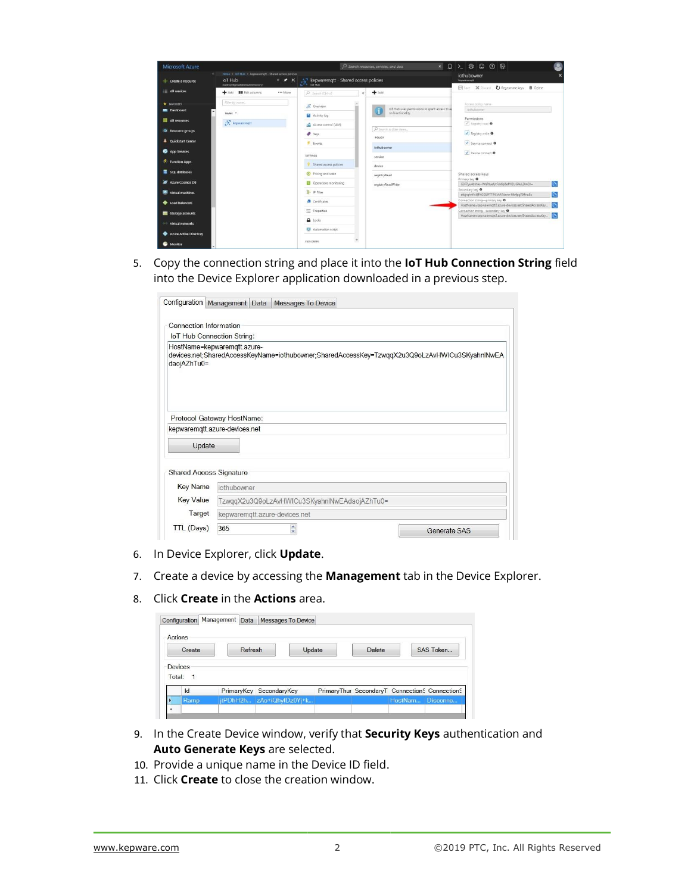5. Copy the connection string and place it into the **IoT Hub Connection String** field into the Device Explorer application downloaded in a previous step.

6. In Device Explorer, click **Update**.
7. Create a device by accessing the **Management** tab in the Device Explorer.
8. Click **Create** in the **Actions** area.

9. In the Create Device window, verify that **Security Keys** authentication and **Auto Generate Keys** are selected.
10. Provide a unique name in the Device ID field.
11. Click **Create** to close the creation window.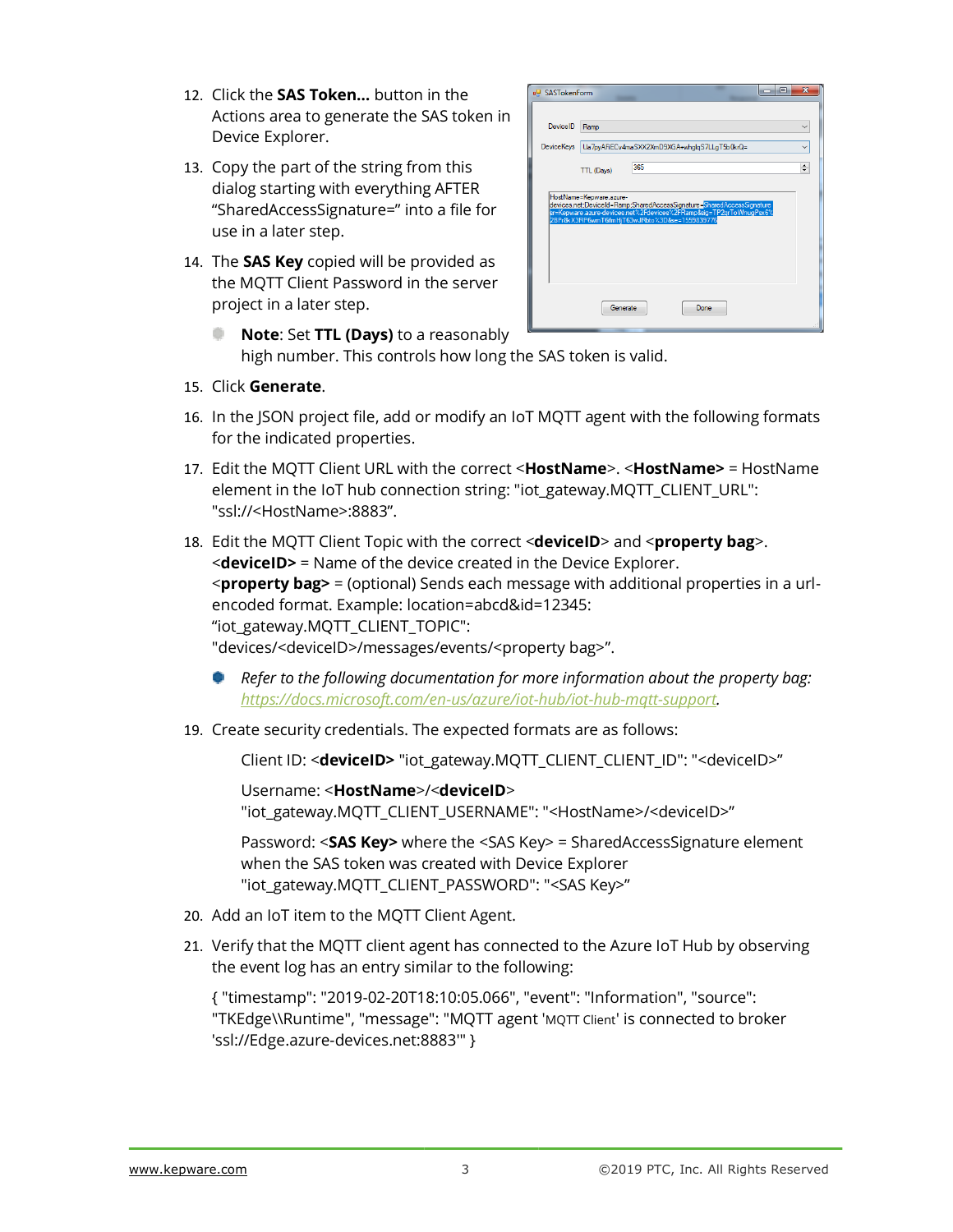12. Click the **SAS Token...** button in the Actions area to generate the SAS token in Device Explorer.

13. Copy the part of the string from this dialog starting with everything AFTER "SharedAccessSignature=" into a file for use in a later step.

14. The **SAS Key** copied will be provided as the MQTT Client Password in the server project in a later step.

    - **Note**: Set **TTL (Days)** to a reasonably high number. This controls how long the SAS token is valid.

15. Click **Generate**.

16. In the JSON project file, add or modify an IoT MQTT agent with the following formats for the indicated properties.

17. Edit the MQTT Client URL with the correct <**HostName**>. <**HostName>** = HostName element in the IoT hub connection string: "iot_gateway.MQTT_CLIENT_URL": "ssl://<HostName>:8883".

18. Edit the MQTT Client Topic with the correct <**deviceID**> and <**property bag**>.
    <**deviceID>** = Name of the device created in the Device Explorer.
    <**property bag>** = (optional) Sends each message with additional properties in a url-encoded format. Example: location=abcd&id=12345:
    "iot_gateway.MQTT_CLIENT_TOPIC":
    "devices/<deviceID>/messages/events/<property bag>".

    - *Refer to the following documentation for more information about the property bag: https://docs.microsoft.com/en-us/azure/iot-hub/iot-hub-mqtt-support.*

19. Create security credentials. The expected formats are as follows:

    Client ID: <**deviceID>** "iot_gateway.MQTT_CLIENT_CLIENT_ID": "<deviceID>"

    Username: <**HostName**>/<**deviceID**>
    "iot_gateway.MQTT_CLIENT_USERNAME": "<HostName>/<deviceID>"

    Password: <**SAS Key>** where the <SAS Key> = SharedAccessSignature element when the SAS token was created with Device Explorer
    "iot_gateway.MQTT_CLIENT_PASSWORD": "<SAS Key>"

20. Add an IoT item to the MQTT Client Agent.

21. Verify that the MQTT client agent has connected to the Azure IoT Hub by observing the event log has an entry similar to the following:

    { "timestamp": "2019-02-20T18:10:05.066", "event": "Information", "source": "TKEdge\\Runtime", "message": "MQTT agent 'MQTT Client' is connected to broker 'ssl://Edge.azure-devices.net:8883'" }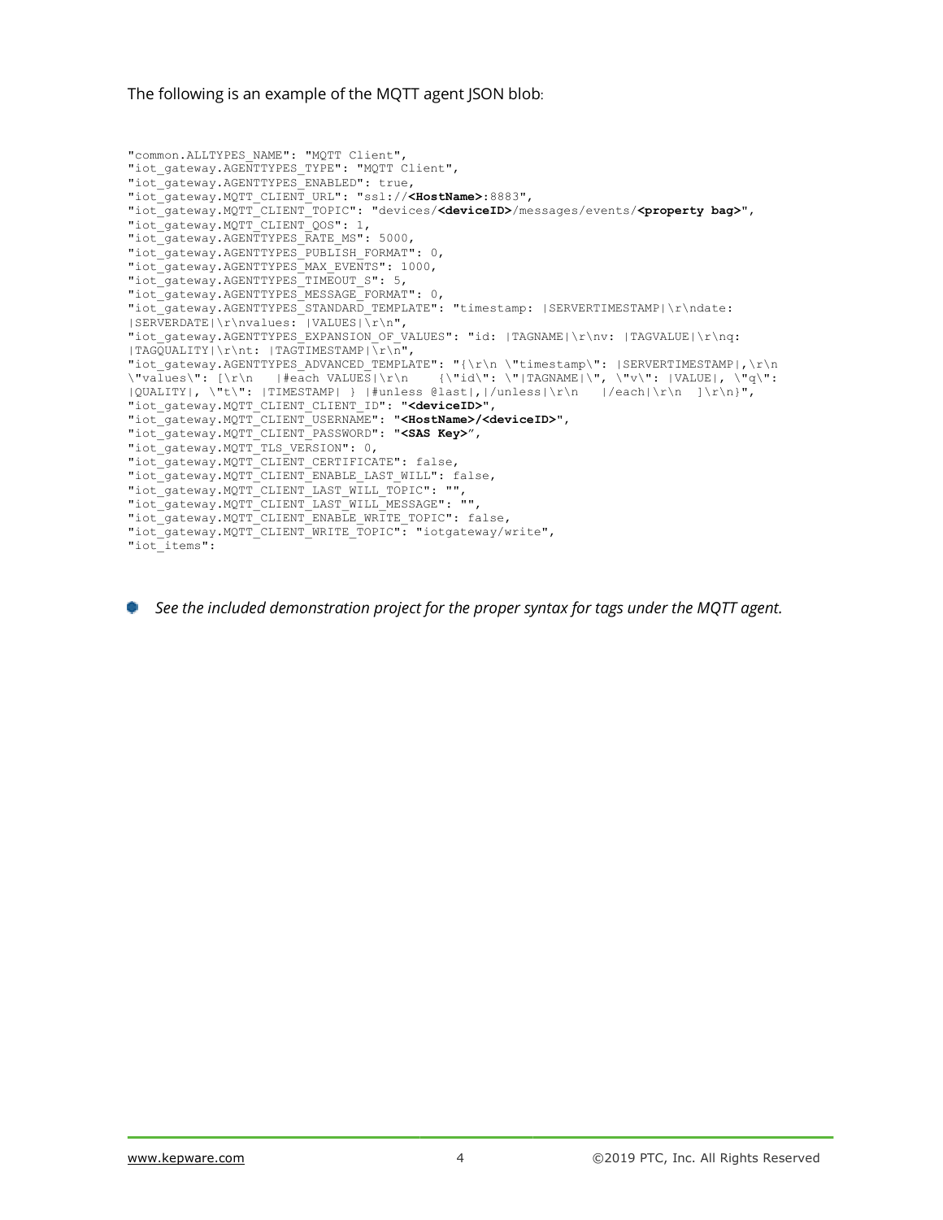The following is an example of the MQTT agent JSON blob:

```
"common.ALLTYPES_NAME": "MQTT Client",
"iot_gateway.AGENTTYPES_TYPE": "MQTT Client",
"iot_gateway.AGENTTYPES_ENABLED": true,
"iot_gateway.MQTT_CLIENT_URL": "ssl://<HostName>:8883",
"iot_gateway.MQTT_CLIENT_TOPIC": "devices/<deviceID>/messages/events/<property bag>",
"iot_gateway.MQTT_CLIENT_QOS": 1,
"iot_gateway.AGENTTYPES_RATE_MS": 5000,
"iot_gateway.AGENTTYPES_PUBLISH_FORMAT": 0,
"iot_gateway.AGENTTYPES_MAX_EVENTS": 1000,
"iot_gateway.AGENTTYPES_TIMEOUT_S": 5,
"iot_gateway.AGENTTYPES_MESSAGE_FORMAT": 0,
"iot_gateway.AGENTTYPES_STANDARD_TEMPLATE": "timestamp: |SERVERTIMESTAMP|\r\ndate:
|SERVERDATE|\r\nvalues: |VALUES|\r\n",
"iot_gateway.AGENTTYPES_EXPANSION_OF_VALUES": "id: |TAGNAME|\r\nv: |TAGVALUE|\r\nq:
|TAGQUALITY|\r\nt: |TAGTIMESTAMP|\r\n",
"iot_gateway.AGENTTYPES_ADVANCED_TEMPLATE": "{\r\n \"timestamp\": |SERVERTIMESTAMP|,\r\n
\"values\": [\r\n   |#each VALUES|\r\n    {\"id\": \"|TAGNAME|\", \"v\": |VALUE|, \"q\":
|QUALITY|, \"t\": |TIMESTAMP| } |#unless @last|,|/unless|\r\n   |/each|\r\n  ]\r\n}",
"iot_gateway.MQTT_CLIENT_CLIENT_ID": "<deviceID>",
"iot_gateway.MQTT_CLIENT_USERNAME": "<HostName>/<deviceID>",
"iot_gateway.MQTT_CLIENT_PASSWORD": "<SAS Key>",
"iot_gateway.MQTT_TLS_VERSION": 0,
"iot_gateway.MQTT_CLIENT_CERTIFICATE": false,
"iot_gateway.MQTT_CLIENT_ENABLE_LAST_WILL": false,
"iot_gateway.MQTT_CLIENT_LAST_WILL_TOPIC": "",
"iot_gateway.MQTT_CLIENT_LAST_WILL_MESSAGE": "",
"iot_gateway.MQTT_CLIENT_ENABLE_WRITE_TOPIC": false,
"iot_gateway.MQTT_CLIENT_WRITE_TOPIC": "iotgateway/write",
"iot_items":
```

- *See the included demonstration project for the proper syntax for tags under the MQTT agent.*